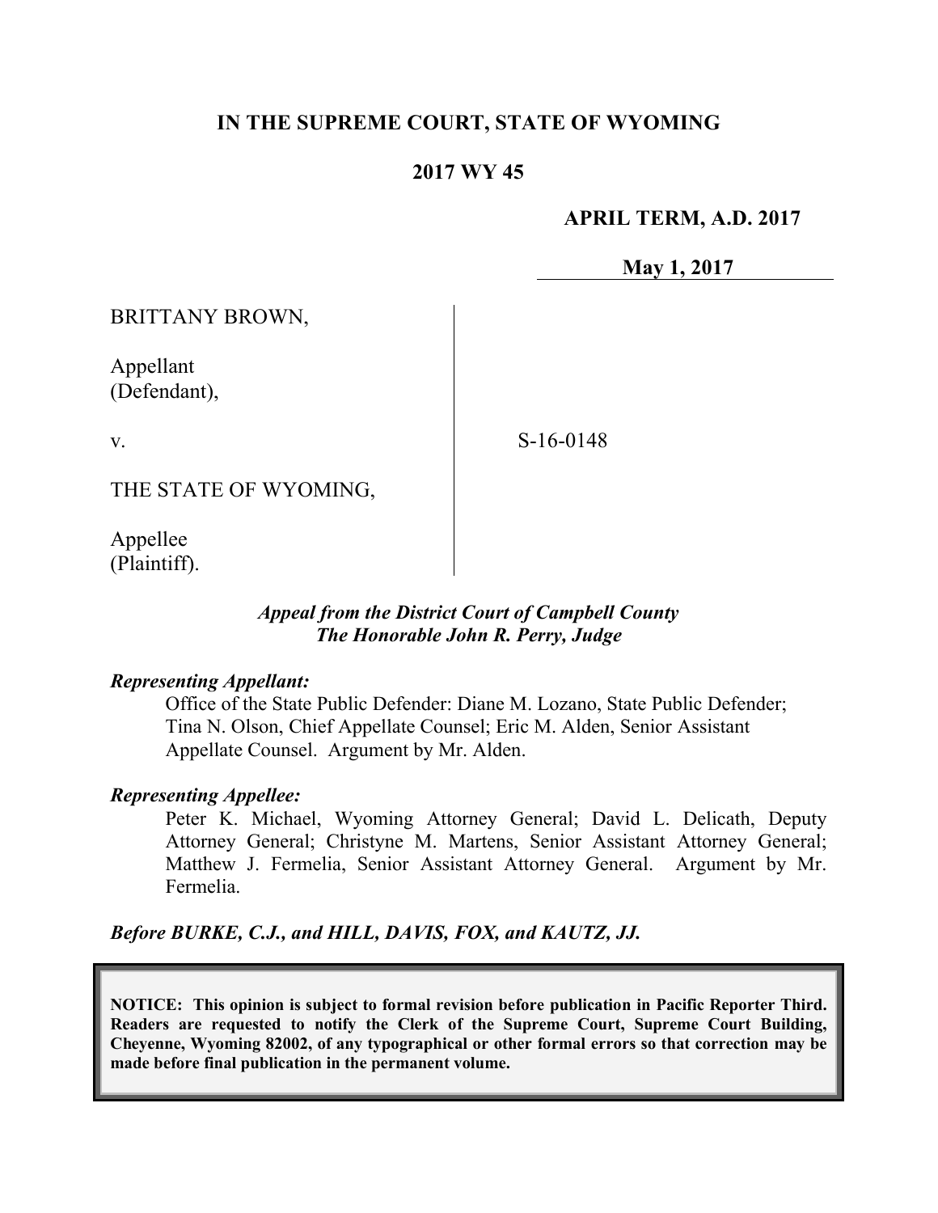**IN THE SUPREME COURT, STATE OF WYOMING**

**2017 WY 45**

**APRIL TERM, A.D. 2017**

**May 1, 2017**

| | |
|---|---|
| BRITTANY BROWN,<br><br>Appellant<br>(Defendant),<br><br>v.<br><br>THE STATE OF WYOMING,<br><br>Appellee<br>(Plaintiff). | S-16-0148 |

***Appeal from the District Court of Campbell County***
***The Honorable John R. Perry, Judge***

***Representing Appellant:***

Office of the State Public Defender: Diane M. Lozano, State Public Defender; Tina N. Olson, Chief Appellate Counsel; Eric M. Alden, Senior Assistant Appellate Counsel. Argument by Mr. Alden.

***Representing Appellee:***

Peter K. Michael, Wyoming Attorney General; David L. Delicath, Deputy Attorney General; Christyne M. Martens, Senior Assistant Attorney General; Matthew J. Fermelia, Senior Assistant Attorney General. Argument by Mr. Fermelia.

***Before BURKE, C.J., and HILL, DAVIS, FOX, and KAUTZ, JJ.***

**NOTICE: This opinion is subject to formal revision before publication in Pacific Reporter Third. Readers are requested to notify the Clerk of the Supreme Court, Supreme Court Building, Cheyenne, Wyoming 82002, of any typographical or other formal errors so that correction may be made before final publication in the permanent volume.**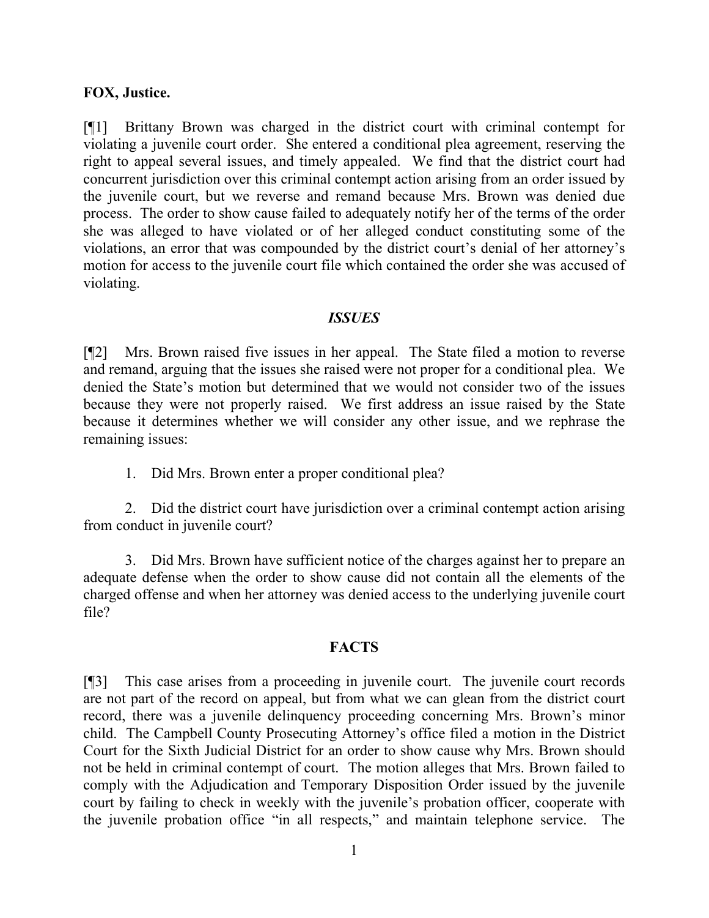**FOX, Justice.**

[¶1] Brittany Brown was charged in the district court with criminal contempt for violating a juvenile court order. She entered a conditional plea agreement, reserving the right to appeal several issues, and timely appealed. We find that the district court had concurrent jurisdiction over this criminal contempt action arising from an order issued by the juvenile court, but we reverse and remand because Mrs. Brown was denied due process. The order to show cause failed to adequately notify her of the terms of the order she was alleged to have violated or of her alleged conduct constituting some of the violations, an error that was compounded by the district court's denial of her attorney's motion for access to the juvenile court file which contained the order she was accused of violating.

## *ISSUES*

[¶2] Mrs. Brown raised five issues in her appeal. The State filed a motion to reverse and remand, arguing that the issues she raised were not proper for a conditional plea. We denied the State's motion but determined that we would not consider two of the issues because they were not properly raised. We first address an issue raised by the State because it determines whether we will consider any other issue, and we rephrase the remaining issues:

1. Did Mrs. Brown enter a proper conditional plea?

2. Did the district court have jurisdiction over a criminal contempt action arising from conduct in juvenile court?

3. Did Mrs. Brown have sufficient notice of the charges against her to prepare an adequate defense when the order to show cause did not contain all the elements of the charged offense and when her attorney was denied access to the underlying juvenile court file?

## FACTS

[¶3] This case arises from a proceeding in juvenile court. The juvenile court records are not part of the record on appeal, but from what we can glean from the district court record, there was a juvenile delinquency proceeding concerning Mrs. Brown's minor child. The Campbell County Prosecuting Attorney's office filed a motion in the District Court for the Sixth Judicial District for an order to show cause why Mrs. Brown should not be held in criminal contempt of court. The motion alleges that Mrs. Brown failed to comply with the Adjudication and Temporary Disposition Order issued by the juvenile court by failing to check in weekly with the juvenile's probation officer, cooperate with the juvenile probation office "in all respects," and maintain telephone service. The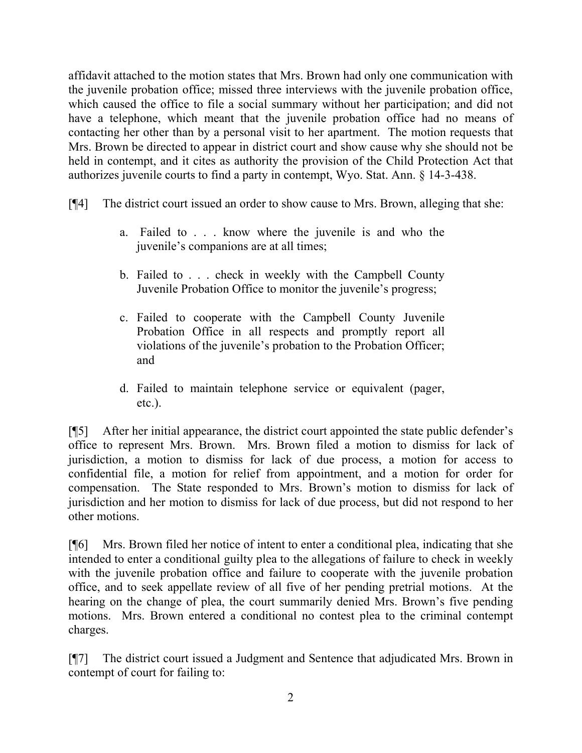affidavit attached to the motion states that Mrs. Brown had only one communication with the juvenile probation office; missed three interviews with the juvenile probation office, which caused the office to file a social summary without her participation; and did not have a telephone, which meant that the juvenile probation office had no means of contacting her other than by a personal visit to her apartment. The motion requests that Mrs. Brown be directed to appear in district court and show cause why she should not be held in contempt, and it cites as authority the provision of the Child Protection Act that authorizes juvenile courts to find a party in contempt, Wyo. Stat. Ann. § 14-3-438.

[¶4] The district court issued an order to show cause to Mrs. Brown, alleging that she:

> a. Failed to . . . know where the juvenile is and who the juvenile's companions are at all times;
>
> b. Failed to . . . check in weekly with the Campbell County Juvenile Probation Office to monitor the juvenile's progress;
>
> c. Failed to cooperate with the Campbell County Juvenile Probation Office in all respects and promptly report all violations of the juvenile's probation to the Probation Officer; and
>
> d. Failed to maintain telephone service or equivalent (pager, etc.).

[¶5] After her initial appearance, the district court appointed the state public defender's office to represent Mrs. Brown. Mrs. Brown filed a motion to dismiss for lack of jurisdiction, a motion to dismiss for lack of due process, a motion for access to confidential file, a motion for relief from appointment, and a motion for order for compensation. The State responded to Mrs. Brown's motion to dismiss for lack of jurisdiction and her motion to dismiss for lack of due process, but did not respond to her other motions.

[¶6] Mrs. Brown filed her notice of intent to enter a conditional plea, indicating that she intended to enter a conditional guilty plea to the allegations of failure to check in weekly with the juvenile probation office and failure to cooperate with the juvenile probation office, and to seek appellate review of all five of her pending pretrial motions. At the hearing on the change of plea, the court summarily denied Mrs. Brown's five pending motions. Mrs. Brown entered a conditional no contest plea to the criminal contempt charges.

[¶7] The district court issued a Judgment and Sentence that adjudicated Mrs. Brown in contempt of court for failing to: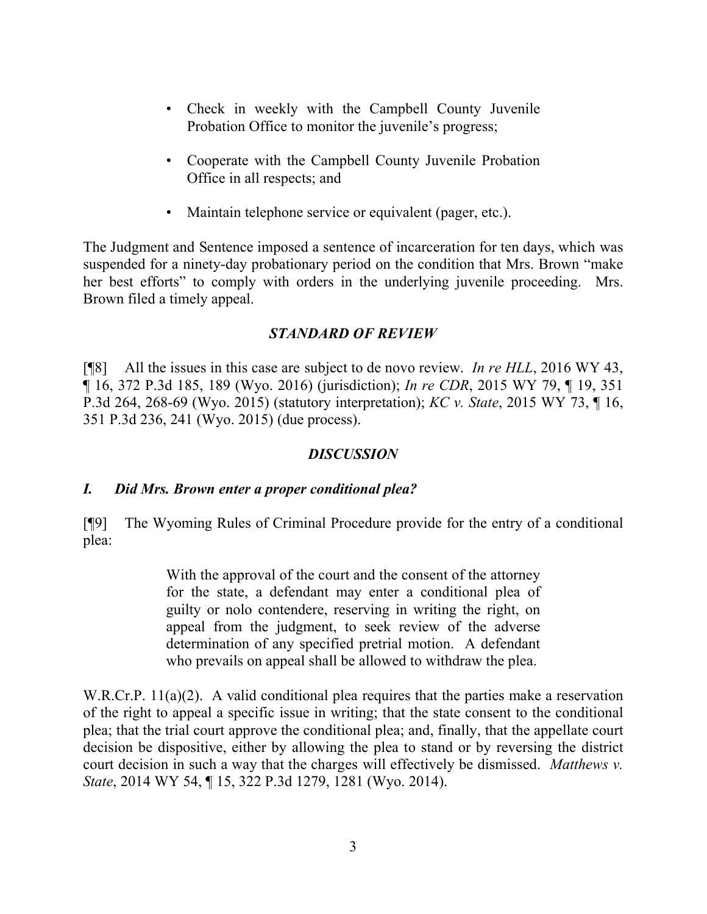- Check in weekly with the Campbell County Juvenile Probation Office to monitor the juvenile's progress;
- Cooperate with the Campbell County Juvenile Probation Office in all respects; and
- Maintain telephone service or equivalent (pager, etc.).

The Judgment and Sentence imposed a sentence of incarceration for ten days, which was suspended for a ninety-day probationary period on the condition that Mrs. Brown "make her best efforts" to comply with orders in the underlying juvenile proceeding. Mrs. Brown filed a timely appeal.

## *STANDARD OF REVIEW*

[¶8] All the issues in this case are subject to de novo review. *In re HLL*, 2016 WY 43, ¶ 16, 372 P.3d 185, 189 (Wyo. 2016) (jurisdiction); *In re CDR*, 2015 WY 79, ¶ 19, 351 P.3d 264, 268-69 (Wyo. 2015) (statutory interpretation); *KC v. State*, 2015 WY 73, ¶ 16, 351 P.3d 236, 241 (Wyo. 2015) (due process).

## *DISCUSSION*

### *I. Did Mrs. Brown enter a proper conditional plea?*

[¶9] The Wyoming Rules of Criminal Procedure provide for the entry of a conditional plea:

> With the approval of the court and the consent of the attorney for the state, a defendant may enter a conditional plea of guilty or nolo contendere, reserving in writing the right, on appeal from the judgment, to seek review of the adverse determination of any specified pretrial motion. A defendant who prevails on appeal shall be allowed to withdraw the plea.

W.R.Cr.P. 11(a)(2). A valid conditional plea requires that the parties make a reservation of the right to appeal a specific issue in writing; that the state consent to the conditional plea; that the trial court approve the conditional plea; and, finally, that the appellate court decision be dispositive, either by allowing the plea to stand or by reversing the district court decision in such a way that the charges will effectively be dismissed. *Matthews v. State*, 2014 WY 54, ¶ 15, 322 P.3d 1279, 1281 (Wyo. 2014).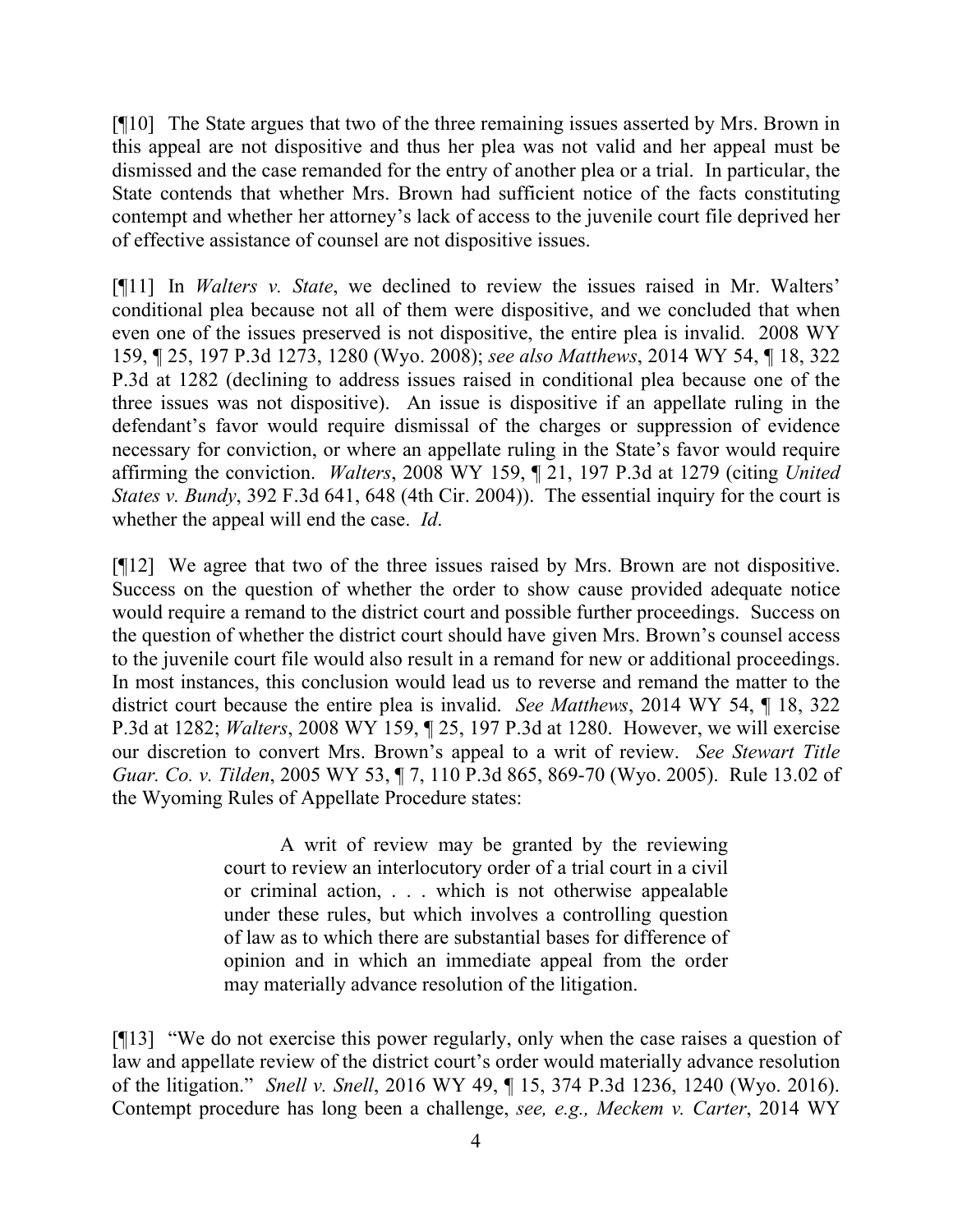[¶10] The State argues that two of the three remaining issues asserted by Mrs. Brown in this appeal are not dispositive and thus her plea was not valid and her appeal must be dismissed and the case remanded for the entry of another plea or a trial. In particular, the State contends that whether Mrs. Brown had sufficient notice of the facts constituting contempt and whether her attorney's lack of access to the juvenile court file deprived her of effective assistance of counsel are not dispositive issues.

[¶11] In *Walters v. State*, we declined to review the issues raised in Mr. Walters' conditional plea because not all of them were dispositive, and we concluded that when even one of the issues preserved is not dispositive, the entire plea is invalid. 2008 WY 159, ¶ 25, 197 P.3d 1273, 1280 (Wyo. 2008); *see also Matthews*, 2014 WY 54, ¶ 18, 322 P.3d at 1282 (declining to address issues raised in conditional plea because one of the three issues was not dispositive). An issue is dispositive if an appellate ruling in the defendant's favor would require dismissal of the charges or suppression of evidence necessary for conviction, or where an appellate ruling in the State's favor would require affirming the conviction. *Walters*, 2008 WY 159, ¶ 21, 197 P.3d at 1279 (citing *United States v. Bundy*, 392 F.3d 641, 648 (4th Cir. 2004)). The essential inquiry for the court is whether the appeal will end the case. *Id*.

[¶12] We agree that two of the three issues raised by Mrs. Brown are not dispositive. Success on the question of whether the order to show cause provided adequate notice would require a remand to the district court and possible further proceedings. Success on the question of whether the district court should have given Mrs. Brown's counsel access to the juvenile court file would also result in a remand for new or additional proceedings. In most instances, this conclusion would lead us to reverse and remand the matter to the district court because the entire plea is invalid. *See Matthews*, 2014 WY 54, ¶ 18, 322 P.3d at 1282; *Walters*, 2008 WY 159, ¶ 25, 197 P.3d at 1280. However, we will exercise our discretion to convert Mrs. Brown's appeal to a writ of review. *See Stewart Title Guar. Co. v. Tilden*, 2005 WY 53, ¶ 7, 110 P.3d 865, 869-70 (Wyo. 2005). Rule 13.02 of the Wyoming Rules of Appellate Procedure states:

> A writ of review may be granted by the reviewing court to review an interlocutory order of a trial court in a civil or criminal action, . . . which is not otherwise appealable under these rules, but which involves a controlling question of law as to which there are substantial bases for difference of opinion and in which an immediate appeal from the order may materially advance resolution of the litigation.

[¶13] "We do not exercise this power regularly, only when the case raises a question of law and appellate review of the district court's order would materially advance resolution of the litigation." *Snell v. Snell*, 2016 WY 49, ¶ 15, 374 P.3d 1236, 1240 (Wyo. 2016). Contempt procedure has long been a challenge, *see, e.g., Meckem v. Carter*, 2014 WY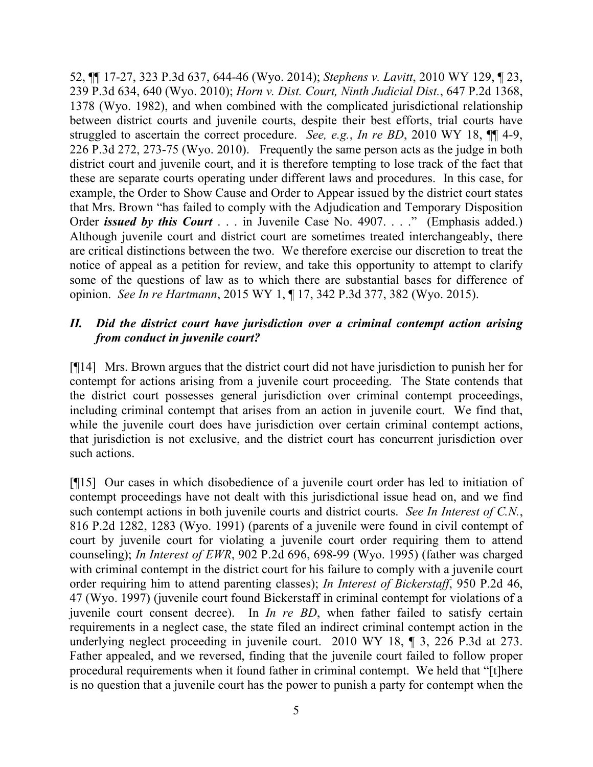52, ¶¶ 17-27, 323 P.3d 637, 644-46 (Wyo. 2014); *Stephens v. Lavitt*, 2010 WY 129, ¶ 23, 239 P.3d 634, 640 (Wyo. 2010); *Horn v. Dist. Court, Ninth Judicial Dist.*, 647 P.2d 1368, 1378 (Wyo. 1982), and when combined with the complicated jurisdictional relationship between district courts and juvenile courts, despite their best efforts, trial courts have struggled to ascertain the correct procedure. *See, e.g.*, *In re BD*, 2010 WY 18, ¶¶ 4-9, 226 P.3d 272, 273-75 (Wyo. 2010). Frequently the same person acts as the judge in both district court and juvenile court, and it is therefore tempting to lose track of the fact that these are separate courts operating under different laws and procedures. In this case, for example, the Order to Show Cause and Order to Appear issued by the district court states that Mrs. Brown "has failed to comply with the Adjudication and Temporary Disposition Order ***issued by this Court*** . . . in Juvenile Case No. 4907. . . ." (Emphasis added.) Although juvenile court and district court are sometimes treated interchangeably, there are critical distinctions between the two. We therefore exercise our discretion to treat the notice of appeal as a petition for review, and take this opportunity to attempt to clarify some of the questions of law as to which there are substantial bases for difference of opinion. *See In re Hartmann*, 2015 WY 1, ¶ 17, 342 P.3d 377, 382 (Wyo. 2015).

### *II. Did the district court have jurisdiction over a criminal contempt action arising from conduct in juvenile court?*

[¶14] Mrs. Brown argues that the district court did not have jurisdiction to punish her for contempt for actions arising from a juvenile court proceeding. The State contends that the district court possesses general jurisdiction over criminal contempt proceedings, including criminal contempt that arises from an action in juvenile court. We find that, while the juvenile court does have jurisdiction over certain criminal contempt actions, that jurisdiction is not exclusive, and the district court has concurrent jurisdiction over such actions.

[¶15] Our cases in which disobedience of a juvenile court order has led to initiation of contempt proceedings have not dealt with this jurisdictional issue head on, and we find such contempt actions in both juvenile courts and district courts. *See In Interest of C.N.*, 816 P.2d 1282, 1283 (Wyo. 1991) (parents of a juvenile were found in civil contempt of court by juvenile court for violating a juvenile court order requiring them to attend counseling); *In Interest of EWR*, 902 P.2d 696, 698-99 (Wyo. 1995) (father was charged with criminal contempt in the district court for his failure to comply with a juvenile court order requiring him to attend parenting classes); *In Interest of Bickerstaff*, 950 P.2d 46, 47 (Wyo. 1997) (juvenile court found Bickerstaff in criminal contempt for violations of a juvenile court consent decree). In *In re BD*, when father failed to satisfy certain requirements in a neglect case, the state filed an indirect criminal contempt action in the underlying neglect proceeding in juvenile court. 2010 WY 18, ¶ 3, 226 P.3d at 273. Father appealed, and we reversed, finding that the juvenile court failed to follow proper procedural requirements when it found father in criminal contempt. We held that "[t]here is no question that a juvenile court has the power to punish a party for contempt when the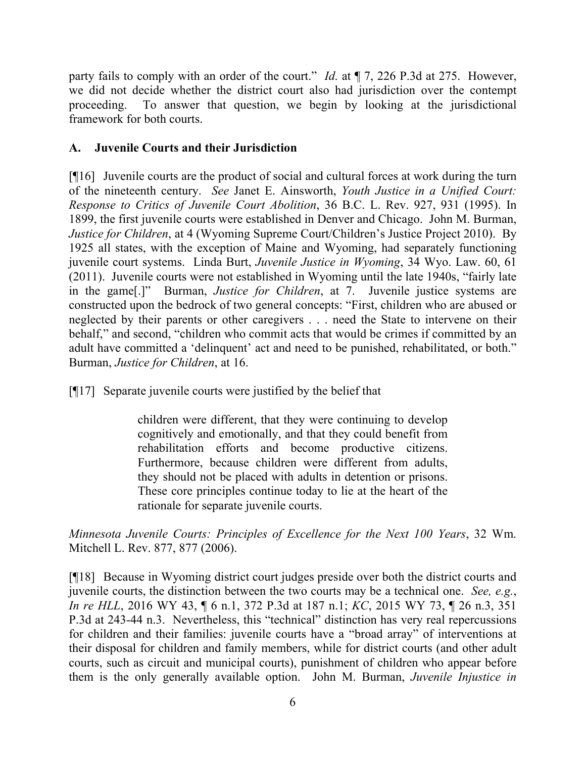party fails to comply with an order of the court." *Id.* at ¶ 7, 226 P.3d at 275. However, we did not decide whether the district court also had jurisdiction over the contempt proceeding. To answer that question, we begin by looking at the jurisdictional framework for both courts.

### A. Juvenile Courts and their Jurisdiction

[¶16] Juvenile courts are the product of social and cultural forces at work during the turn of the nineteenth century. *See* Janet E. Ainsworth, *Youth Justice in a Unified Court: Response to Critics of Juvenile Court Abolition*, 36 B.C. L. Rev. 927, 931 (1995). In 1899, the first juvenile courts were established in Denver and Chicago. John M. Burman, *Justice for Children*, at 4 (Wyoming Supreme Court/Children's Justice Project 2010). By 1925 all states, with the exception of Maine and Wyoming, had separately functioning juvenile court systems. Linda Burt, *Juvenile Justice in Wyoming*, 34 Wyo. Law. 60, 61 (2011). Juvenile courts were not established in Wyoming until the late 1940s, "fairly late in the game[.]" Burman, *Justice for Children*, at 7. Juvenile justice systems are constructed upon the bedrock of two general concepts: "First, children who are abused or neglected by their parents or other caregivers . . . need the State to intervene on their behalf," and second, "children who commit acts that would be crimes if committed by an adult have committed a 'delinquent' act and need to be punished, rehabilitated, or both." Burman, *Justice for Children*, at 16.

[¶17] Separate juvenile courts were justified by the belief that

> children were different, that they were continuing to develop cognitively and emotionally, and that they could benefit from rehabilitation efforts and become productive citizens. Furthermore, because children were different from adults, they should not be placed with adults in detention or prisons. These core principles continue today to lie at the heart of the rationale for separate juvenile courts.

*Minnesota Juvenile Courts: Principles of Excellence for the Next 100 Years*, 32 Wm. Mitchell L. Rev. 877, 877 (2006).

[¶18] Because in Wyoming district court judges preside over both the district courts and juvenile courts, the distinction between the two courts may be a technical one. *See, e.g.*, *In re HLL*, 2016 WY 43, ¶ 6 n.1, 372 P.3d at 187 n.1; *KC*, 2015 WY 73, ¶ 26 n.3, 351 P.3d at 243-44 n.3. Nevertheless, this "technical" distinction has very real repercussions for children and their families: juvenile courts have a "broad array" of interventions at their disposal for children and family members, while for district courts (and other adult courts, such as circuit and municipal courts), punishment of children who appear before them is the only generally available option. John M. Burman, *Juvenile Injustice in*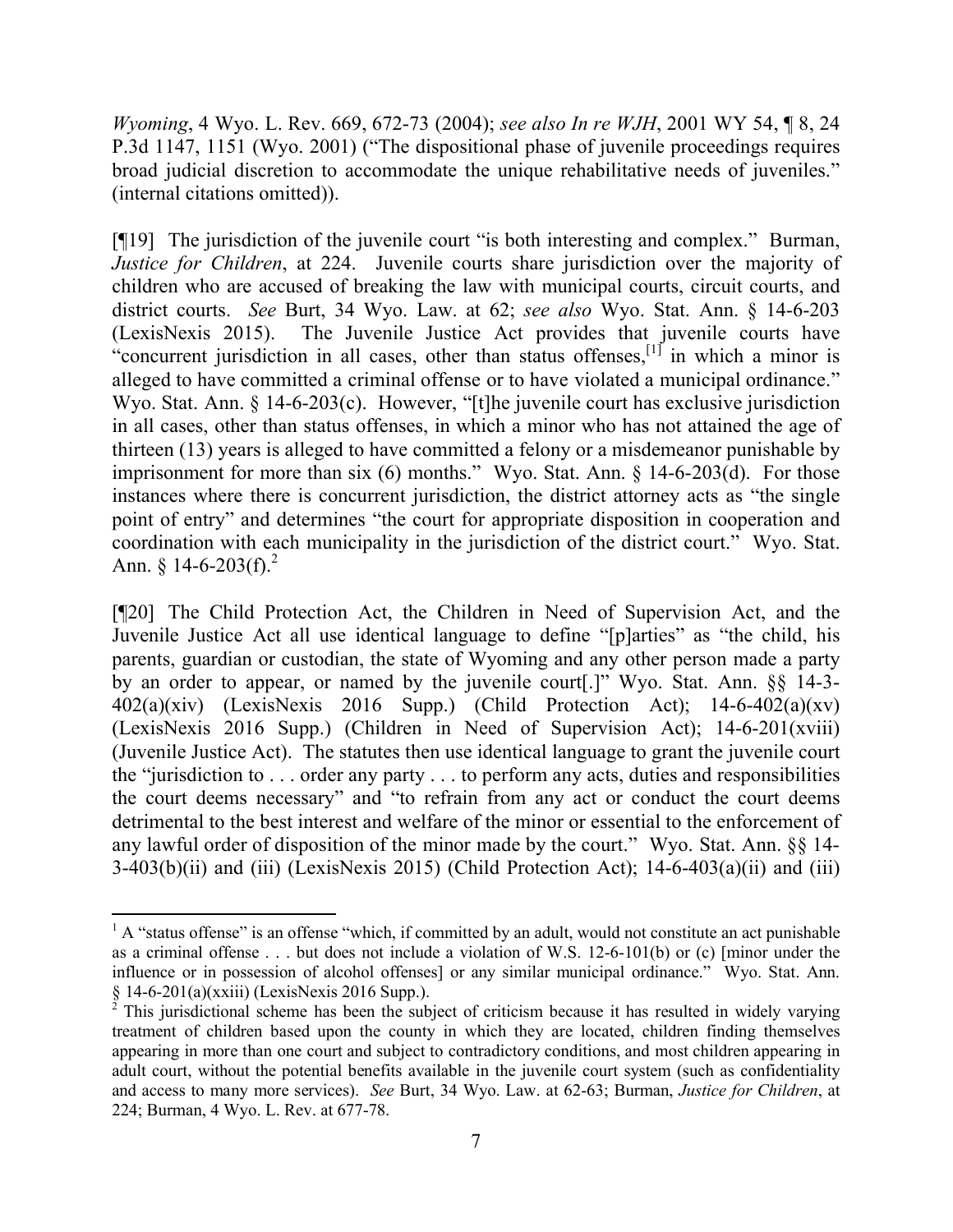*Wyoming*, 4 Wyo. L. Rev. 669, 672-73 (2004); *see also In re WJH*, 2001 WY 54, ¶ 8, 24 P.3d 1147, 1151 (Wyo. 2001) ("The dispositional phase of juvenile proceedings requires broad judicial discretion to accommodate the unique rehabilitative needs of juveniles." (internal citations omitted)).

[¶19] The jurisdiction of the juvenile court "is both interesting and complex." Burman, *Justice for Children*, at 224. Juvenile courts share jurisdiction over the majority of children who are accused of breaking the law with municipal courts, circuit courts, and district courts. *See* Burt, 34 Wyo. Law. at 62; *see also* Wyo. Stat. Ann. § 14-6-203 (LexisNexis 2015). The Juvenile Justice Act provides that juvenile courts have "concurrent jurisdiction in all cases, other than status offenses,[1] in which a minor is alleged to have committed a criminal offense or to have violated a municipal ordinance." Wyo. Stat. Ann. § 14-6-203(c). However, "[t]he juvenile court has exclusive jurisdiction in all cases, other than status offenses, in which a minor who has not attained the age of thirteen (13) years is alleged to have committed a felony or a misdemeanor punishable by imprisonment for more than six (6) months." Wyo. Stat. Ann. § 14-6-203(d). For those instances where there is concurrent jurisdiction, the district attorney acts as "the single point of entry" and determines "the court for appropriate disposition in cooperation and coordination with each municipality in the jurisdiction of the district court." Wyo. Stat. Ann. § 14-6-203(f).[2]

[¶20] The Child Protection Act, the Children in Need of Supervision Act, and the Juvenile Justice Act all use identical language to define "[p]arties" as "the child, his parents, guardian or custodian, the state of Wyoming and any other person made a party by an order to appear, or named by the juvenile court[.]" Wyo. Stat. Ann. §§ 14-3-402(a)(xiv) (LexisNexis 2016 Supp.) (Child Protection Act); 14-6-402(a)(xv) (LexisNexis 2016 Supp.) (Children in Need of Supervision Act); 14-6-201(xviii) (Juvenile Justice Act). The statutes then use identical language to grant the juvenile court the "jurisdiction to . . . order any party . . . to perform any acts, duties and responsibilities the court deems necessary" and "to refrain from any act or conduct the court deems detrimental to the best interest and welfare of the minor or essential to the enforcement of any lawful order of disposition of the minor made by the court." Wyo. Stat. Ann. §§ 14-3-403(b)(ii) and (iii) (LexisNexis 2015) (Child Protection Act); 14-6-403(a)(ii) and (iii)

---

[1] A "status offense" is an offense "which, if committed by an adult, would not constitute an act punishable as a criminal offense . . . but does not include a violation of W.S. 12-6-101(b) or (c) [minor under the influence or in possession of alcohol offenses] or any similar municipal ordinance." Wyo. Stat. Ann. § 14-6-201(a)(xxiii) (LexisNexis 2016 Supp.).

[2] This jurisdictional scheme has been the subject of criticism because it has resulted in widely varying treatment of children based upon the county in which they are located, children finding themselves appearing in more than one court and subject to contradictory conditions, and most children appearing in adult court, without the potential benefits available in the juvenile court system (such as confidentiality and access to many more services). *See* Burt, 34 Wyo. Law. at 62-63; Burman, *Justice for Children*, at 224; Burman, 4 Wyo. L. Rev. at 677-78.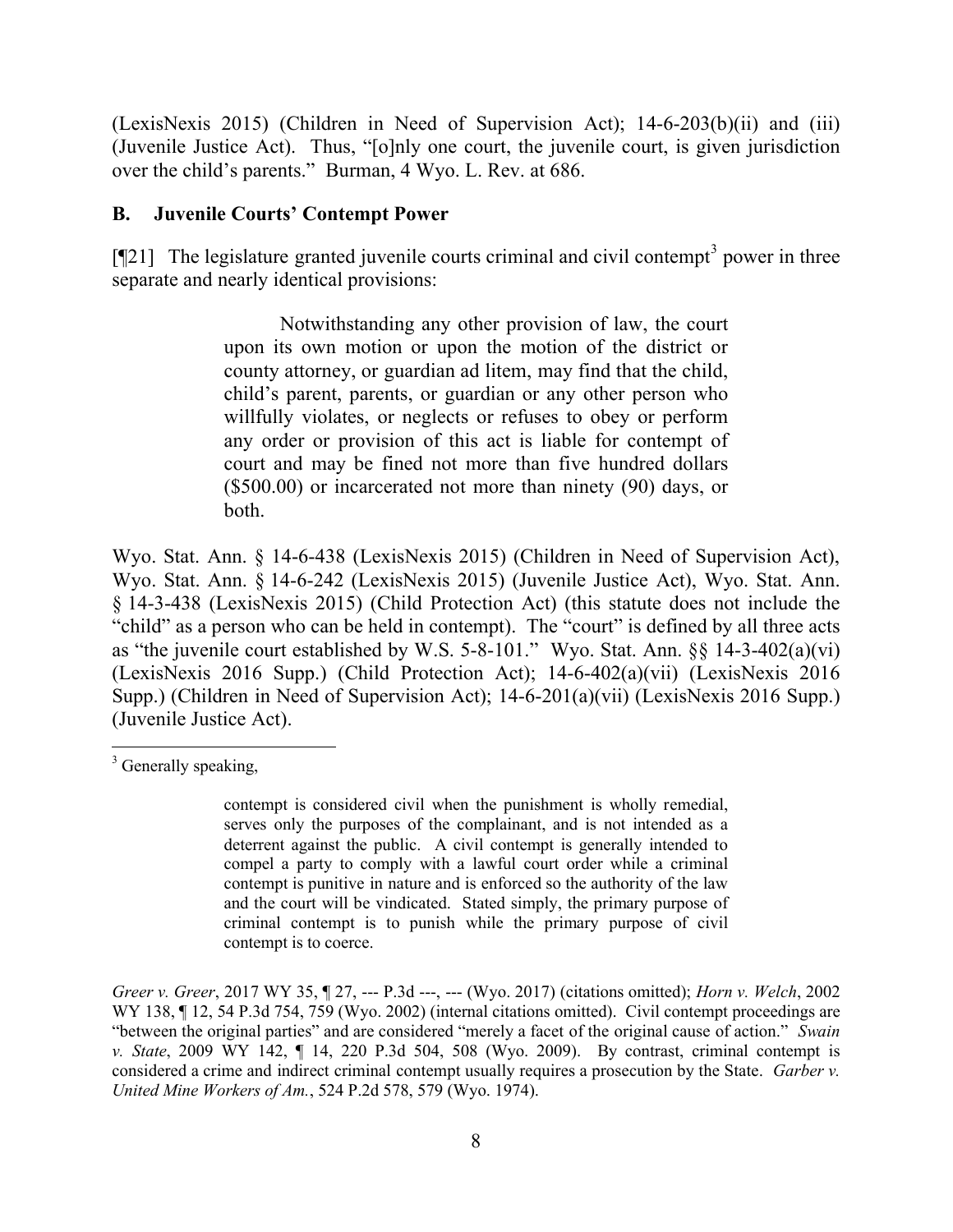(LexisNexis 2015) (Children in Need of Supervision Act); 14-6-203(b)(ii) and (iii) (Juvenile Justice Act). Thus, "[o]nly one court, the juvenile court, is given jurisdiction over the child's parents." Burman, 4 Wyo. L. Rev. at 686.

## B. Juvenile Courts' Contempt Power

[¶21] The legislature granted juvenile courts criminal and civil contempt[3] power in three separate and nearly identical provisions:

> Notwithstanding any other provision of law, the court upon its own motion or upon the motion of the district or county attorney, or guardian ad litem, may find that the child, child's parent, parents, or guardian or any other person who willfully violates, or neglects or refuses to obey or perform any order or provision of this act is liable for contempt of court and may be fined not more than five hundred dollars ($500.00) or incarcerated not more than ninety (90) days, or both.

Wyo. Stat. Ann. § 14-6-438 (LexisNexis 2015) (Children in Need of Supervision Act), Wyo. Stat. Ann. § 14-6-242 (LexisNexis 2015) (Juvenile Justice Act), Wyo. Stat. Ann. § 14-3-438 (LexisNexis 2015) (Child Protection Act) (this statute does not include the "child" as a person who can be held in contempt). The "court" is defined by all three acts as "the juvenile court established by W.S. 5-8-101." Wyo. Stat. Ann. §§ 14-3-402(a)(vi) (LexisNexis 2016 Supp.) (Child Protection Act); 14-6-402(a)(vii) (LexisNexis 2016 Supp.) (Children in Need of Supervision Act); 14-6-201(a)(vii) (LexisNexis 2016 Supp.) (Juvenile Justice Act).

---

[3] Generally speaking,

> contempt is considered civil when the punishment is wholly remedial, serves only the purposes of the complainant, and is not intended as a deterrent against the public. A civil contempt is generally intended to compel a party to comply with a lawful court order while a criminal contempt is punitive in nature and is enforced so the authority of the law and the court will be vindicated. Stated simply, the primary purpose of criminal contempt is to punish while the primary purpose of civil contempt is to coerce.

*Greer v. Greer*, 2017 WY 35, ¶ 27, --- P.3d ---, --- (Wyo. 2017) (citations omitted); *Horn v. Welch*, 2002 WY 138, ¶ 12, 54 P.3d 754, 759 (Wyo. 2002) (internal citations omitted). Civil contempt proceedings are "between the original parties" and are considered "merely a facet of the original cause of action." *Swain v. State*, 2009 WY 142, ¶ 14, 220 P.3d 504, 508 (Wyo. 2009). By contrast, criminal contempt is considered a crime and indirect criminal contempt usually requires a prosecution by the State. *Garber v. United Mine Workers of Am.*, 524 P.2d 578, 579 (Wyo. 1974).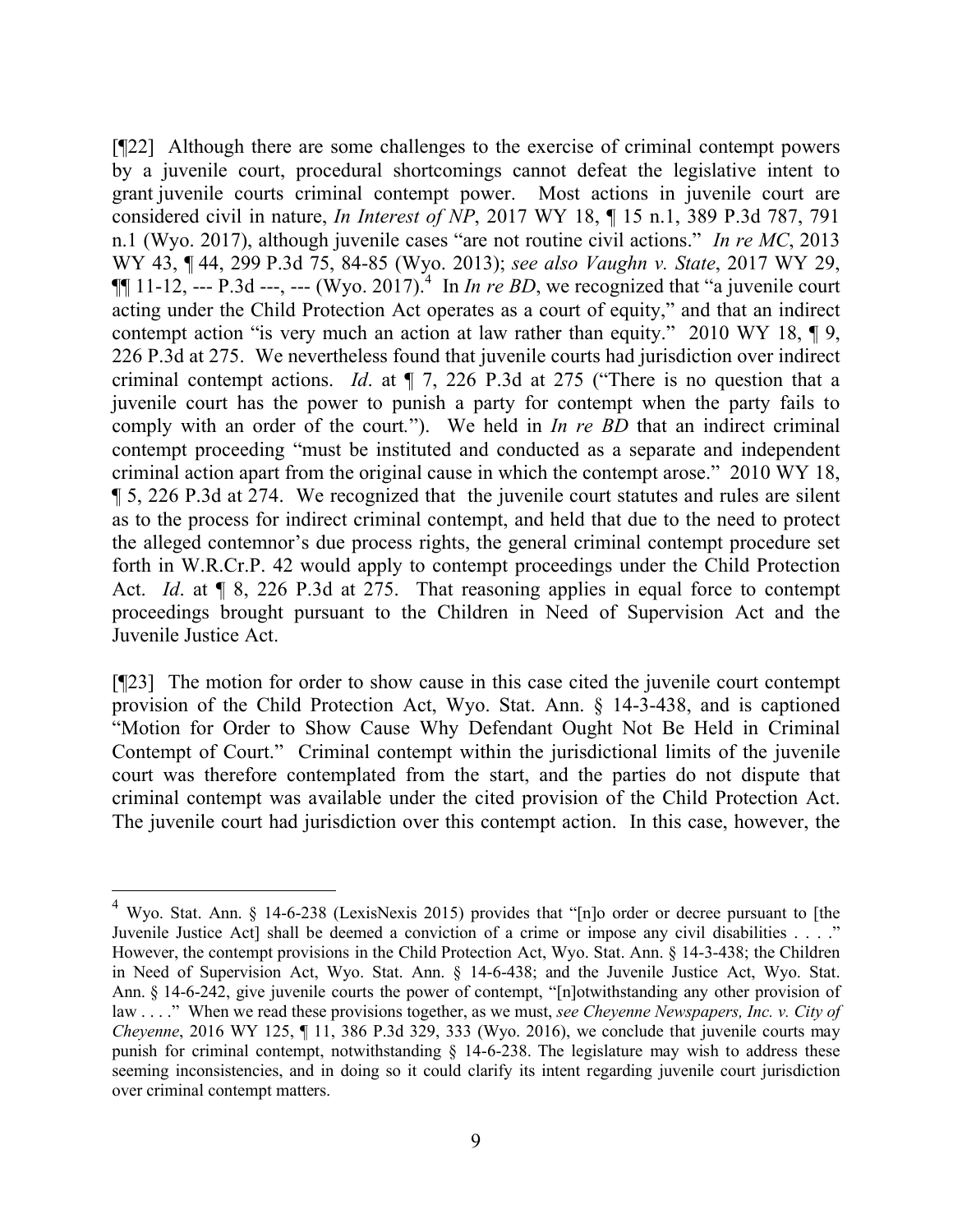[¶22] Although there are some challenges to the exercise of criminal contempt powers by a juvenile court, procedural shortcomings cannot defeat the legislative intent to grant juvenile courts criminal contempt power. Most actions in juvenile court are considered civil in nature, *In Interest of NP*, 2017 WY 18, ¶ 15 n.1, 389 P.3d 787, 791 n.1 (Wyo. 2017), although juvenile cases "are not routine civil actions." *In re MC*, 2013 WY 43, ¶ 44, 299 P.3d 75, 84-85 (Wyo. 2013); *see also Vaughn v. State*, 2017 WY 29, ¶¶ 11-12, --- P.3d ---, --- (Wyo. 2017).[4] In *In re BD*, we recognized that "a juvenile court acting under the Child Protection Act operates as a court of equity," and that an indirect contempt action "is very much an action at law rather than equity." 2010 WY 18, ¶ 9, 226 P.3d at 275. We nevertheless found that juvenile courts had jurisdiction over indirect criminal contempt actions. *Id*. at ¶ 7, 226 P.3d at 275 ("There is no question that a juvenile court has the power to punish a party for contempt when the party fails to comply with an order of the court."). We held in *In re BD* that an indirect criminal contempt proceeding "must be instituted and conducted as a separate and independent criminal action apart from the original cause in which the contempt arose." 2010 WY 18, ¶ 5, 226 P.3d at 274. We recognized that the juvenile court statutes and rules are silent as to the process for indirect criminal contempt, and held that due to the need to protect the alleged contemnor's due process rights, the general criminal contempt procedure set forth in W.R.Cr.P. 42 would apply to contempt proceedings under the Child Protection Act. *Id*. at ¶ 8, 226 P.3d at 275. That reasoning applies in equal force to contempt proceedings brought pursuant to the Children in Need of Supervision Act and the Juvenile Justice Act.

[¶23] The motion for order to show cause in this case cited the juvenile court contempt provision of the Child Protection Act, Wyo. Stat. Ann. § 14-3-438, and is captioned "Motion for Order to Show Cause Why Defendant Ought Not Be Held in Criminal Contempt of Court." Criminal contempt within the jurisdictional limits of the juvenile court was therefore contemplated from the start, and the parties do not dispute that criminal contempt was available under the cited provision of the Child Protection Act. The juvenile court had jurisdiction over this contempt action. In this case, however, the

---

[4] Wyo. Stat. Ann. § 14-6-238 (LexisNexis 2015) provides that "[n]o order or decree pursuant to [the Juvenile Justice Act] shall be deemed a conviction of a crime or impose any civil disabilities . . . ." However, the contempt provisions in the Child Protection Act, Wyo. Stat. Ann. § 14-3-438; the Children in Need of Supervision Act, Wyo. Stat. Ann. § 14-6-438; and the Juvenile Justice Act, Wyo. Stat. Ann. § 14-6-242, give juvenile courts the power of contempt, "[n]otwithstanding any other provision of law . . . ." When we read these provisions together, as we must, *see Cheyenne Newspapers, Inc. v. City of Cheyenne*, 2016 WY 125, ¶ 11, 386 P.3d 329, 333 (Wyo. 2016), we conclude that juvenile courts may punish for criminal contempt, notwithstanding § 14-6-238. The legislature may wish to address these seeming inconsistencies, and in doing so it could clarify its intent regarding juvenile court jurisdiction over criminal contempt matters.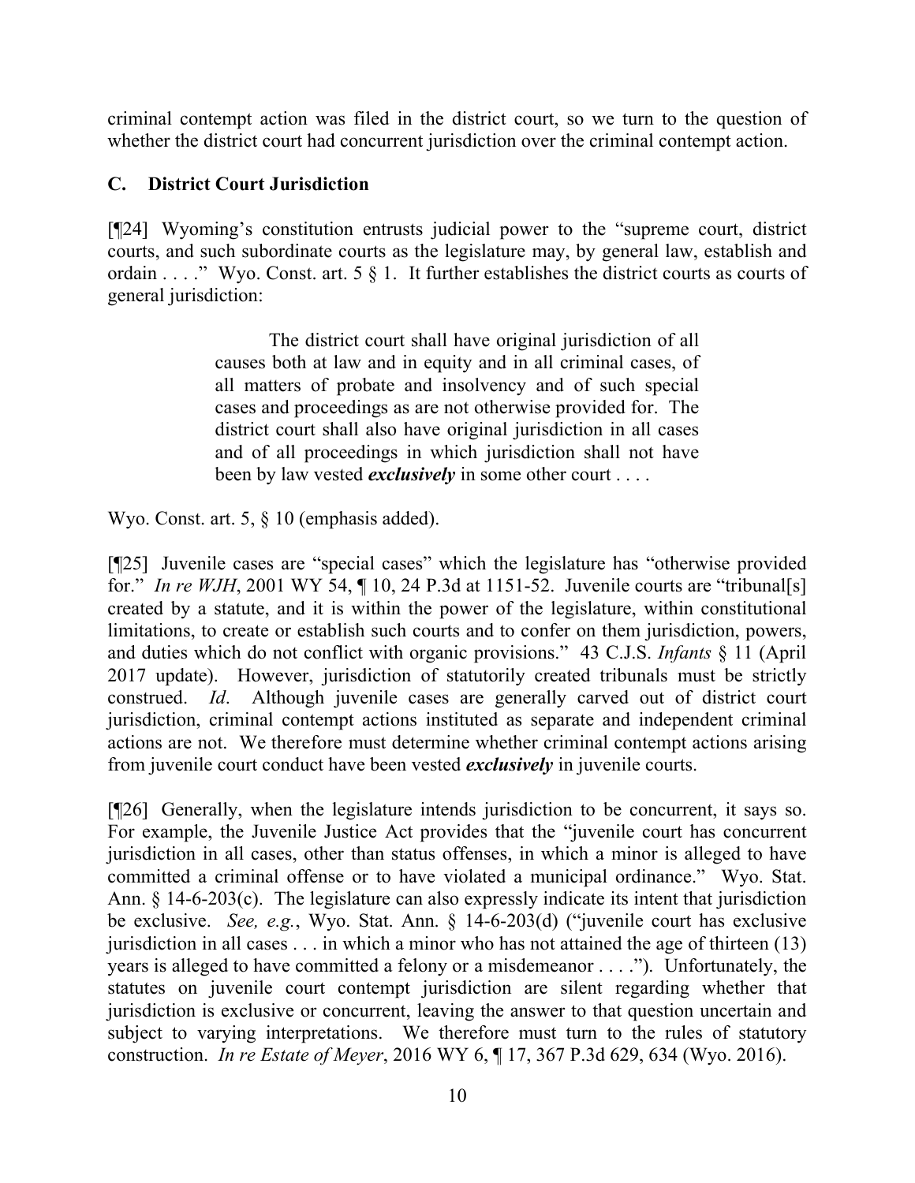criminal contempt action was filed in the district court, so we turn to the question of whether the district court had concurrent jurisdiction over the criminal contempt action.

### C. District Court Jurisdiction

[¶24] Wyoming's constitution entrusts judicial power to the "supreme court, district courts, and such subordinate courts as the legislature may, by general law, establish and ordain . . . ." Wyo. Const. art. 5 § 1. It further establishes the district courts as courts of general jurisdiction:

> The district court shall have original jurisdiction of all causes both at law and in equity and in all criminal cases, of all matters of probate and insolvency and of such special cases and proceedings as are not otherwise provided for. The district court shall also have original jurisdiction in all cases and of all proceedings in which jurisdiction shall not have been by law vested ***exclusively*** in some other court . . . .

Wyo. Const. art. 5, § 10 (emphasis added).

[¶25] Juvenile cases are "special cases" which the legislature has "otherwise provided for." *In re WJH*, 2001 WY 54, ¶ 10, 24 P.3d at 1151-52. Juvenile courts are "tribunal[s] created by a statute, and it is within the power of the legislature, within constitutional limitations, to create or establish such courts and to confer on them jurisdiction, powers, and duties which do not conflict with organic provisions." 43 C.J.S. *Infants* § 11 (April 2017 update). However, jurisdiction of statutorily created tribunals must be strictly construed. *Id*. Although juvenile cases are generally carved out of district court jurisdiction, criminal contempt actions instituted as separate and independent criminal actions are not. We therefore must determine whether criminal contempt actions arising from juvenile court conduct have been vested ***exclusively*** in juvenile courts.

[¶26] Generally, when the legislature intends jurisdiction to be concurrent, it says so. For example, the Juvenile Justice Act provides that the "juvenile court has concurrent jurisdiction in all cases, other than status offenses, in which a minor is alleged to have committed a criminal offense or to have violated a municipal ordinance." Wyo. Stat. Ann. § 14-6-203(c). The legislature can also expressly indicate its intent that jurisdiction be exclusive. *See, e.g.*, Wyo. Stat. Ann. § 14-6-203(d) ("juvenile court has exclusive jurisdiction in all cases . . . in which a minor who has not attained the age of thirteen (13) years is alleged to have committed a felony or a misdemeanor . . . ."). Unfortunately, the statutes on juvenile court contempt jurisdiction are silent regarding whether that jurisdiction is exclusive or concurrent, leaving the answer to that question uncertain and subject to varying interpretations. We therefore must turn to the rules of statutory construction. *In re Estate of Meyer*, 2016 WY 6, ¶ 17, 367 P.3d 629, 634 (Wyo. 2016).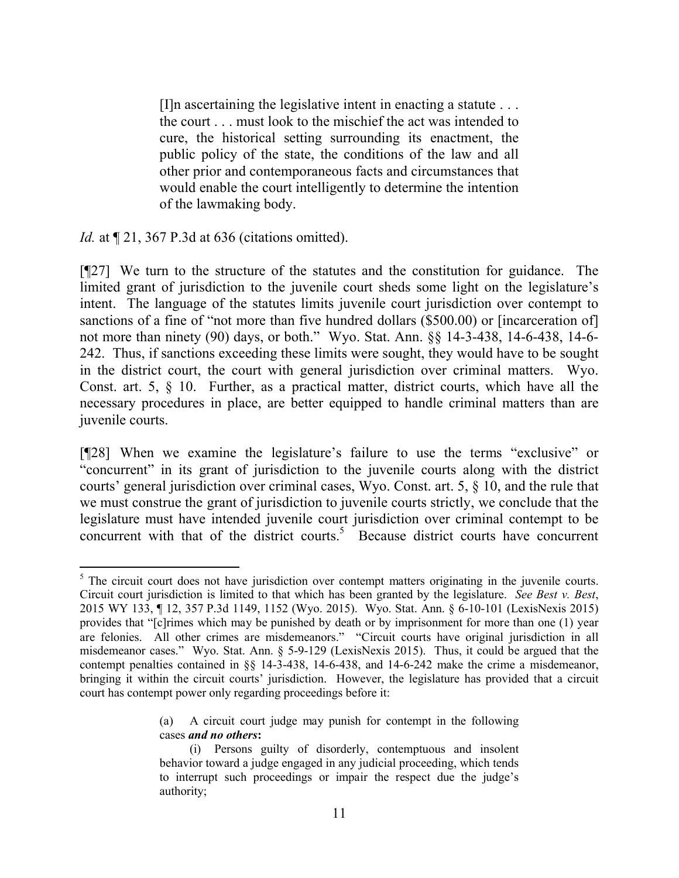> [I]n ascertaining the legislative intent in enacting a statute . . . the court . . . must look to the mischief the act was intended to cure, the historical setting surrounding its enactment, the public policy of the state, the conditions of the law and all other prior and contemporaneous facts and circumstances that would enable the court intelligently to determine the intention of the lawmaking body.

*Id.* at ¶ 21, 367 P.3d at 636 (citations omitted).

[¶27] We turn to the structure of the statutes and the constitution for guidance. The limited grant of jurisdiction to the juvenile court sheds some light on the legislature's intent. The language of the statutes limits juvenile court jurisdiction over contempt to sanctions of a fine of "not more than five hundred dollars ($500.00) or [incarceration of] not more than ninety (90) days, or both." Wyo. Stat. Ann. §§ 14-3-438, 14-6-438, 14-6-242. Thus, if sanctions exceeding these limits were sought, they would have to be sought in the district court, the court with general jurisdiction over criminal matters. Wyo. Const. art. 5, § 10. Further, as a practical matter, district courts, which have all the necessary procedures in place, are better equipped to handle criminal matters than are juvenile courts.

[¶28] When we examine the legislature's failure to use the terms "exclusive" or "concurrent" in its grant of jurisdiction to the juvenile courts along with the district courts' general jurisdiction over criminal cases, Wyo. Const. art. 5, § 10, and the rule that we must construe the grant of jurisdiction to juvenile courts strictly, we conclude that the legislature must have intended juvenile court jurisdiction over criminal contempt to be concurrent with that of the district courts.[5] Because district courts have concurrent

---

[5] The circuit court does not have jurisdiction over contempt matters originating in the juvenile courts. Circuit court jurisdiction is limited to that which has been granted by the legislature. *See Best v. Best*, 2015 WY 133, ¶ 12, 357 P.3d 1149, 1152 (Wyo. 2015). Wyo. Stat. Ann. § 6-10-101 (LexisNexis 2015) provides that "[c]rimes which may be punished by death or by imprisonment for more than one (1) year are felonies. All other crimes are misdemeanors." "Circuit courts have original jurisdiction in all misdemeanor cases." Wyo. Stat. Ann. § 5-9-129 (LexisNexis 2015). Thus, it could be argued that the contempt penalties contained in §§ 14-3-438, 14-6-438, and 14-6-242 make the crime a misdemeanor, bringing it within the circuit courts' jurisdiction. However, the legislature has provided that a circuit court has contempt power only regarding proceedings before it:

> (a) A circuit court judge may punish for contempt in the following cases ***and no others*****:**
>
> (i) Persons guilty of disorderly, contemptuous and insolent behavior toward a judge engaged in any judicial proceeding, which tends to interrupt such proceedings or impair the respect due the judge's authority;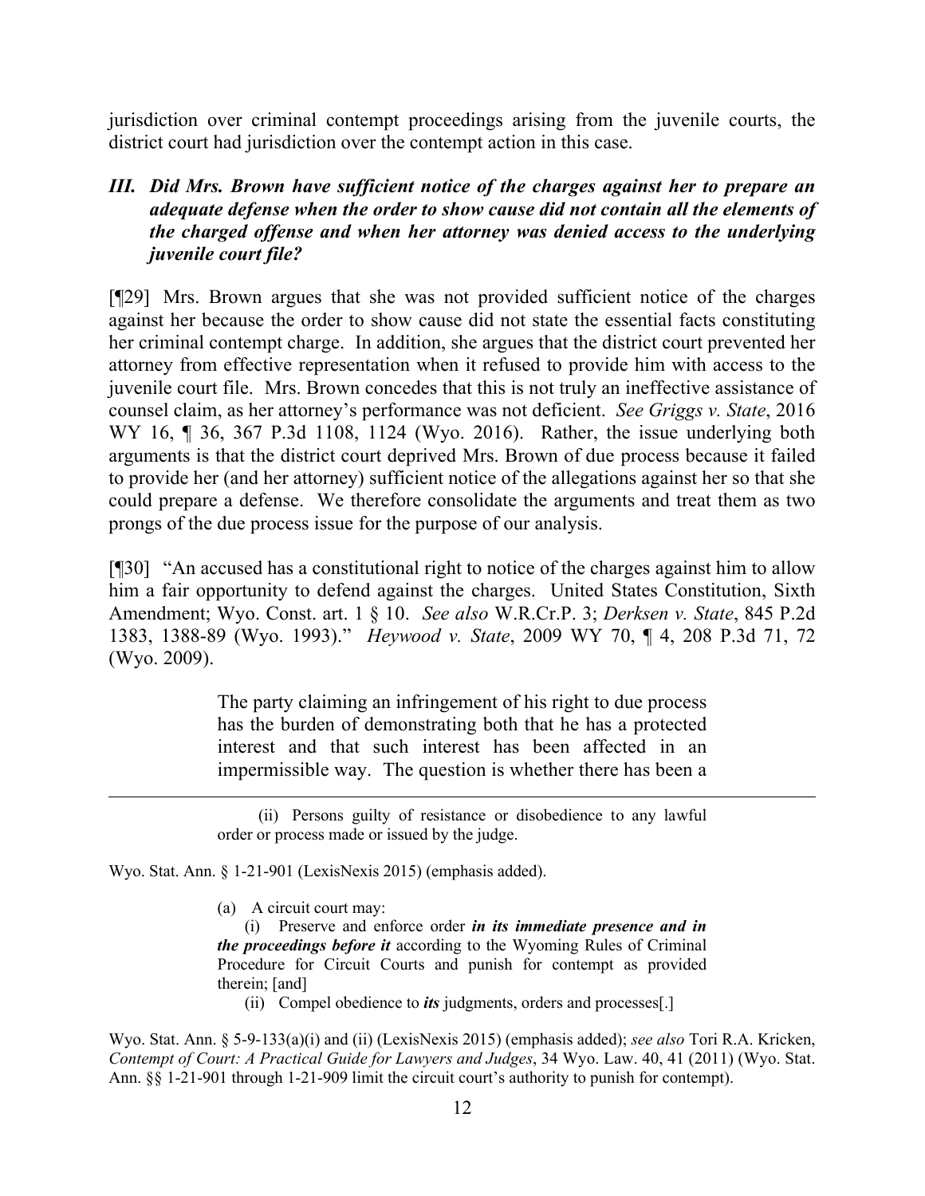jurisdiction over criminal contempt proceedings arising from the juvenile courts, the district court had jurisdiction over the contempt action in this case.

### *III. Did Mrs. Brown have sufficient notice of the charges against her to prepare an adequate defense when the order to show cause did not contain all the elements of the charged offense and when her attorney was denied access to the underlying juvenile court file?*

[¶29] Mrs. Brown argues that she was not provided sufficient notice of the charges against her because the order to show cause did not state the essential facts constituting her criminal contempt charge. In addition, she argues that the district court prevented her attorney from effective representation when it refused to provide him with access to the juvenile court file. Mrs. Brown concedes that this is not truly an ineffective assistance of counsel claim, as her attorney's performance was not deficient. *See Griggs v. State*, 2016 WY 16, ¶ 36, 367 P.3d 1108, 1124 (Wyo. 2016). Rather, the issue underlying both arguments is that the district court deprived Mrs. Brown of due process because it failed to provide her (and her attorney) sufficient notice of the allegations against her so that she could prepare a defense. We therefore consolidate the arguments and treat them as two prongs of the due process issue for the purpose of our analysis.

[¶30] "An accused has a constitutional right to notice of the charges against him to allow him a fair opportunity to defend against the charges. United States Constitution, Sixth Amendment; Wyo. Const. art. 1 § 10. *See also* W.R.Cr.P. 3; *Derksen v. State*, 845 P.2d 1383, 1388-89 (Wyo. 1993)." *Heywood v. State*, 2009 WY 70, ¶ 4, 208 P.3d 71, 72 (Wyo. 2009).

> The party claiming an infringement of his right to due process has the burden of demonstrating both that he has a protected interest and that such interest has been affected in an impermissible way. The question is whether there has been a

---

> (ii) Persons guilty of resistance or disobedience to any lawful order or process made or issued by the judge.

Wyo. Stat. Ann. § 1-21-901 (LexisNexis 2015) (emphasis added).

> (a) A circuit court may:
>
> (i) Preserve and enforce order ***in its immediate presence and in the proceedings before it*** according to the Wyoming Rules of Criminal Procedure for Circuit Courts and punish for contempt as provided therein; [and]
>
> (ii) Compel obedience to ***its*** judgments, orders and processes[.]

Wyo. Stat. Ann. § 5-9-133(a)(i) and (ii) (LexisNexis 2015) (emphasis added); *see also* Tori R.A. Kricken, *Contempt of Court: A Practical Guide for Lawyers and Judges*, 34 Wyo. Law. 40, 41 (2011) (Wyo. Stat. Ann. §§ 1-21-901 through 1-21-909 limit the circuit court's authority to punish for contempt).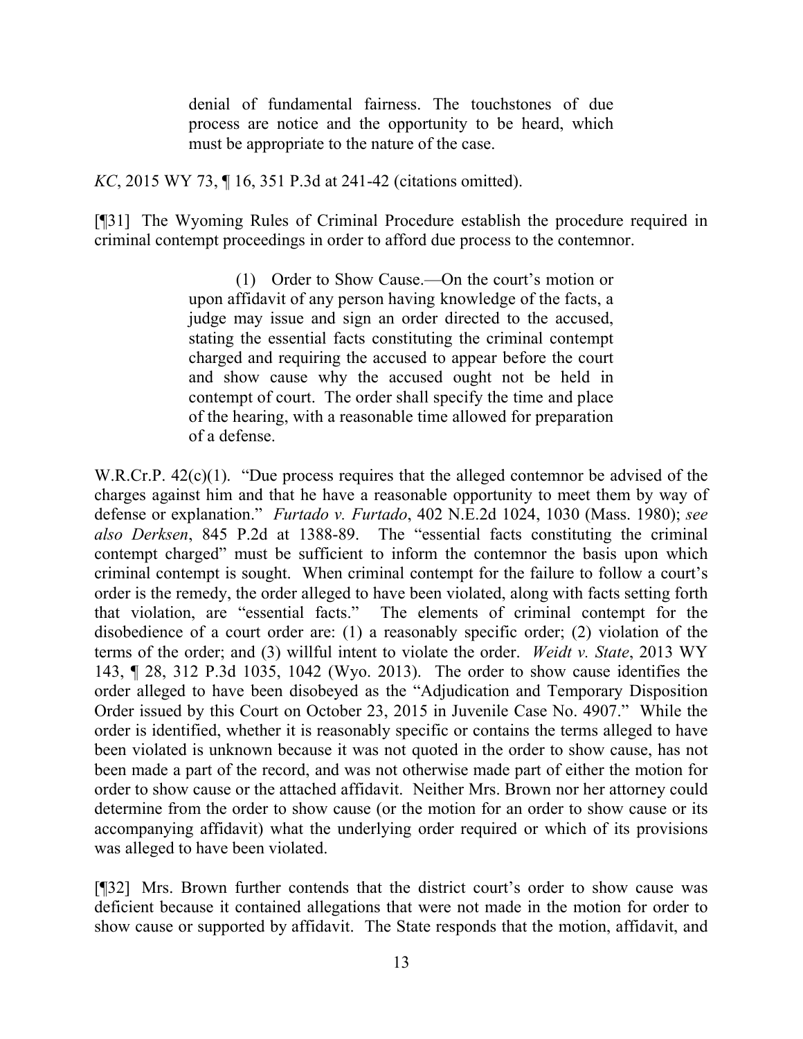> denial of fundamental fairness. The touchstones of due process are notice and the opportunity to be heard, which must be appropriate to the nature of the case.

*KC*, 2015 WY 73, ¶ 16, 351 P.3d at 241-42 (citations omitted).

[¶31] The Wyoming Rules of Criminal Procedure establish the procedure required in criminal contempt proceedings in order to afford due process to the contemnor.

> (1) Order to Show Cause.—On the court's motion or upon affidavit of any person having knowledge of the facts, a judge may issue and sign an order directed to the accused, stating the essential facts constituting the criminal contempt charged and requiring the accused to appear before the court and show cause why the accused ought not be held in contempt of court. The order shall specify the time and place of the hearing, with a reasonable time allowed for preparation of a defense.

W.R.Cr.P. 42(c)(1). "Due process requires that the alleged contemnor be advised of the charges against him and that he have a reasonable opportunity to meet them by way of defense or explanation." *Furtado v. Furtado*, 402 N.E.2d 1024, 1030 (Mass. 1980); *see also Derksen*, 845 P.2d at 1388-89. The "essential facts constituting the criminal contempt charged" must be sufficient to inform the contemnor the basis upon which criminal contempt is sought. When criminal contempt for the failure to follow a court's order is the remedy, the order alleged to have been violated, along with facts setting forth that violation, are "essential facts." The elements of criminal contempt for the disobedience of a court order are: (1) a reasonably specific order; (2) violation of the terms of the order; and (3) willful intent to violate the order. *Weidt v. State*, 2013 WY 143, ¶ 28, 312 P.3d 1035, 1042 (Wyo. 2013). The order to show cause identifies the order alleged to have been disobeyed as the "Adjudication and Temporary Disposition Order issued by this Court on October 23, 2015 in Juvenile Case No. 4907." While the order is identified, whether it is reasonably specific or contains the terms alleged to have been violated is unknown because it was not quoted in the order to show cause, has not been made a part of the record, and was not otherwise made part of either the motion for order to show cause or the attached affidavit. Neither Mrs. Brown nor her attorney could determine from the order to show cause (or the motion for an order to show cause or its accompanying affidavit) what the underlying order required or which of its provisions was alleged to have been violated.

[¶32] Mrs. Brown further contends that the district court's order to show cause was deficient because it contained allegations that were not made in the motion for order to show cause or supported by affidavit. The State responds that the motion, affidavit, and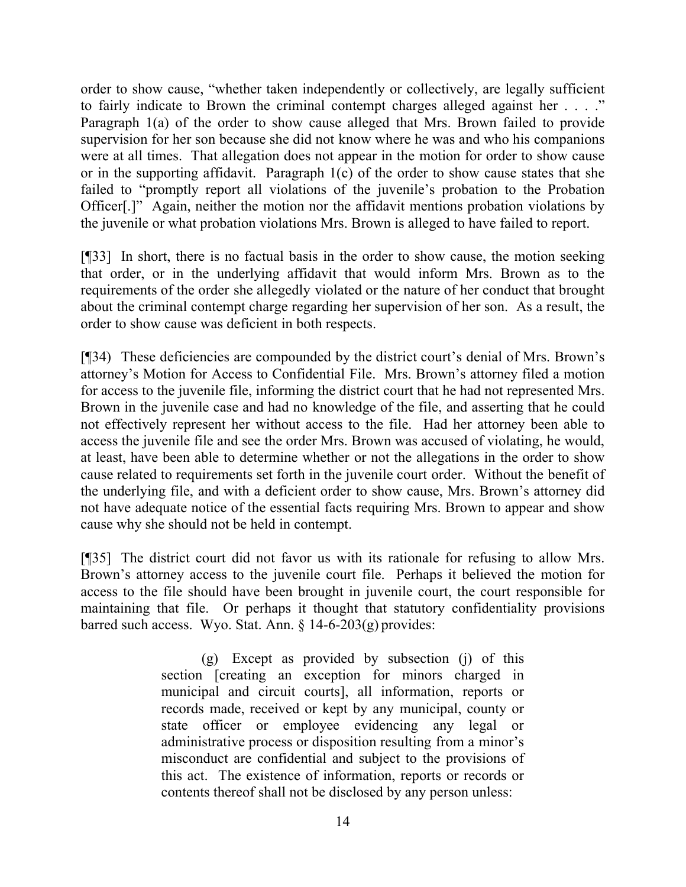order to show cause, "whether taken independently or collectively, are legally sufficient to fairly indicate to Brown the criminal contempt charges alleged against her . . . ." Paragraph 1(a) of the order to show cause alleged that Mrs. Brown failed to provide supervision for her son because she did not know where he was and who his companions were at all times. That allegation does not appear in the motion for order to show cause or in the supporting affidavit. Paragraph 1(c) of the order to show cause states that she failed to "promptly report all violations of the juvenile's probation to the Probation Officer[.]" Again, neither the motion nor the affidavit mentions probation violations by the juvenile or what probation violations Mrs. Brown is alleged to have failed to report.

[¶33] In short, there is no factual basis in the order to show cause, the motion seeking that order, or in the underlying affidavit that would inform Mrs. Brown as to the requirements of the order she allegedly violated or the nature of her conduct that brought about the criminal contempt charge regarding her supervision of her son. As a result, the order to show cause was deficient in both respects.

[¶34) These deficiencies are compounded by the district court's denial of Mrs. Brown's attorney's Motion for Access to Confidential File. Mrs. Brown's attorney filed a motion for access to the juvenile file, informing the district court that he had not represented Mrs. Brown in the juvenile case and had no knowledge of the file, and asserting that he could not effectively represent her without access to the file. Had her attorney been able to access the juvenile file and see the order Mrs. Brown was accused of violating, he would, at least, have been able to determine whether or not the allegations in the order to show cause related to requirements set forth in the juvenile court order. Without the benefit of the underlying file, and with a deficient order to show cause, Mrs. Brown's attorney did not have adequate notice of the essential facts requiring Mrs. Brown to appear and show cause why she should not be held in contempt.

[¶35] The district court did not favor us with its rationale for refusing to allow Mrs. Brown's attorney access to the juvenile court file. Perhaps it believed the motion for access to the file should have been brought in juvenile court, the court responsible for maintaining that file. Or perhaps it thought that statutory confidentiality provisions barred such access. Wyo. Stat. Ann. § 14-6-203(g) provides:

> (g) Except as provided by subsection (j) of this section [creating an exception for minors charged in municipal and circuit courts], all information, reports or records made, received or kept by any municipal, county or state officer or employee evidencing any legal or administrative process or disposition resulting from a minor's misconduct are confidential and subject to the provisions of this act. The existence of information, reports or records or contents thereof shall not be disclosed by any person unless: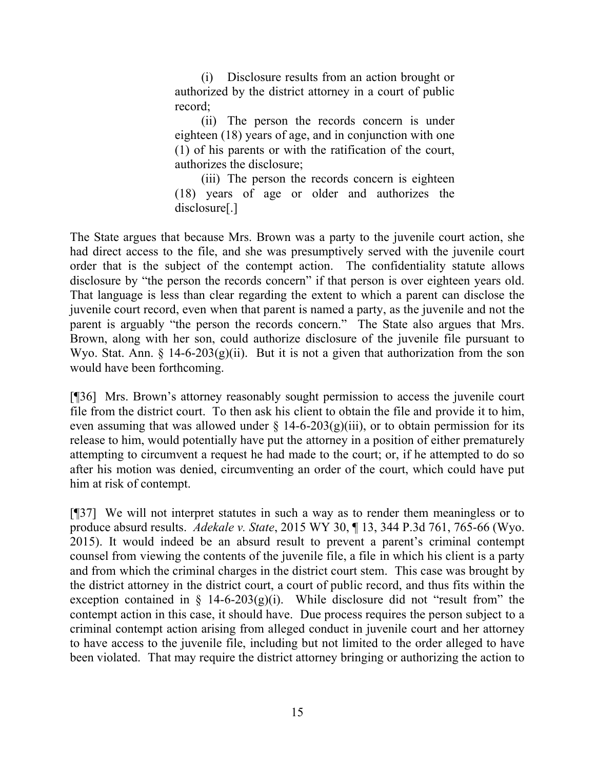> (i) Disclosure results from an action brought or authorized by the district attorney in a court of public record;
>
> (ii) The person the records concern is under eighteen (18) years of age, and in conjunction with one (1) of his parents or with the ratification of the court, authorizes the disclosure;
>
> (iii) The person the records concern is eighteen (18) years of age or older and authorizes the disclosure[.]

The State argues that because Mrs. Brown was a party to the juvenile court action, she had direct access to the file, and she was presumptively served with the juvenile court order that is the subject of the contempt action. The confidentiality statute allows disclosure by "the person the records concern" if that person is over eighteen years old. That language is less than clear regarding the extent to which a parent can disclose the juvenile court record, even when that parent is named a party, as the juvenile and not the parent is arguably "the person the records concern." The State also argues that Mrs. Brown, along with her son, could authorize disclosure of the juvenile file pursuant to Wyo. Stat. Ann. § 14-6-203(g)(ii). But it is not a given that authorization from the son would have been forthcoming.

[¶36] Mrs. Brown's attorney reasonably sought permission to access the juvenile court file from the district court. To then ask his client to obtain the file and provide it to him, even assuming that was allowed under § 14-6-203(g)(iii), or to obtain permission for its release to him, would potentially have put the attorney in a position of either prematurely attempting to circumvent a request he had made to the court; or, if he attempted to do so after his motion was denied, circumventing an order of the court, which could have put him at risk of contempt.

[¶37] We will not interpret statutes in such a way as to render them meaningless or to produce absurd results. *Adekale v. State*, 2015 WY 30, ¶ 13, 344 P.3d 761, 765-66 (Wyo. 2015). It would indeed be an absurd result to prevent a parent's criminal contempt counsel from viewing the contents of the juvenile file, a file in which his client is a party and from which the criminal charges in the district court stem. This case was brought by the district attorney in the district court, a court of public record, and thus fits within the exception contained in § 14-6-203(g)(i). While disclosure did not "result from" the contempt action in this case, it should have. Due process requires the person subject to a criminal contempt action arising from alleged conduct in juvenile court and her attorney to have access to the juvenile file, including but not limited to the order alleged to have been violated. That may require the district attorney bringing or authorizing the action to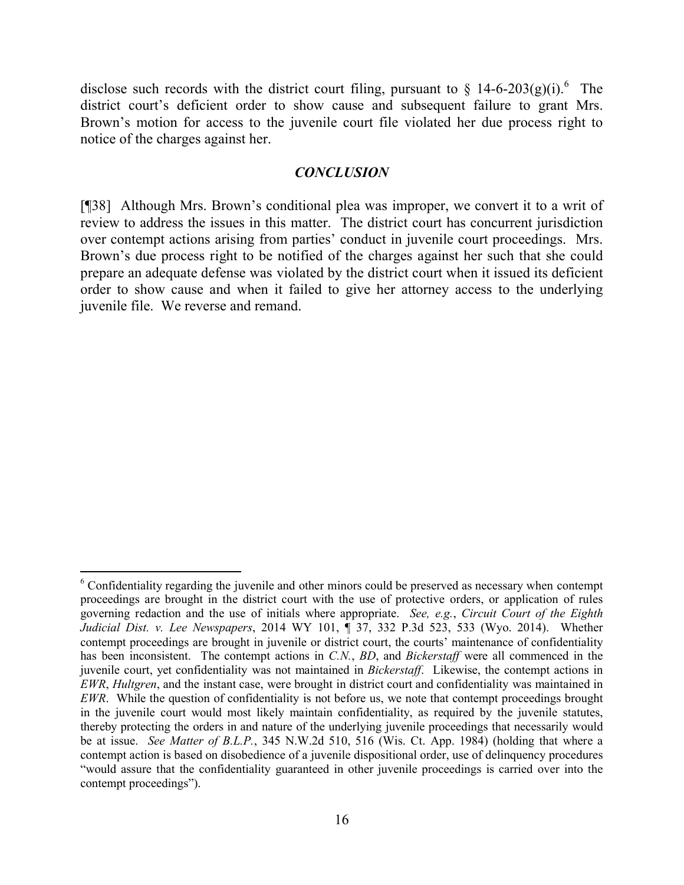disclose such records with the district court filing, pursuant to § 14-6-203(g)(i).[6] The district court's deficient order to show cause and subsequent failure to grant Mrs. Brown's motion for access to the juvenile court file violated her due process right to notice of the charges against her.

## *CONCLUSION*

[¶38] Although Mrs. Brown's conditional plea was improper, we convert it to a writ of review to address the issues in this matter. The district court has concurrent jurisdiction over contempt actions arising from parties' conduct in juvenile court proceedings. Mrs. Brown's due process right to be notified of the charges against her such that she could prepare an adequate defense was violated by the district court when it issued its deficient order to show cause and when it failed to give her attorney access to the underlying juvenile file. We reverse and remand.

---

[6] Confidentiality regarding the juvenile and other minors could be preserved as necessary when contempt proceedings are brought in the district court with the use of protective orders, or application of rules governing redaction and the use of initials where appropriate. *See, e.g.*, *Circuit Court of the Eighth Judicial Dist. v. Lee Newspapers*, 2014 WY 101, ¶ 37, 332 P.3d 523, 533 (Wyo. 2014). Whether contempt proceedings are brought in juvenile or district court, the courts' maintenance of confidentiality has been inconsistent. The contempt actions in *C.N.*, *BD*, and *Bickerstaff* were all commenced in the juvenile court, yet confidentiality was not maintained in *Bickerstaff*. Likewise, the contempt actions in *EWR*, *Hultgren*, and the instant case, were brought in district court and confidentiality was maintained in *EWR*. While the question of confidentiality is not before us, we note that contempt proceedings brought in the juvenile court would most likely maintain confidentiality, as required by the juvenile statutes, thereby protecting the orders in and nature of the underlying juvenile proceedings that necessarily would be at issue. *See Matter of B.L.P.*, 345 N.W.2d 510, 516 (Wis. Ct. App. 1984) (holding that where a contempt action is based on disobedience of a juvenile dispositional order, use of delinquency procedures "would assure that the confidentiality guaranteed in other juvenile proceedings is carried over into the contempt proceedings").